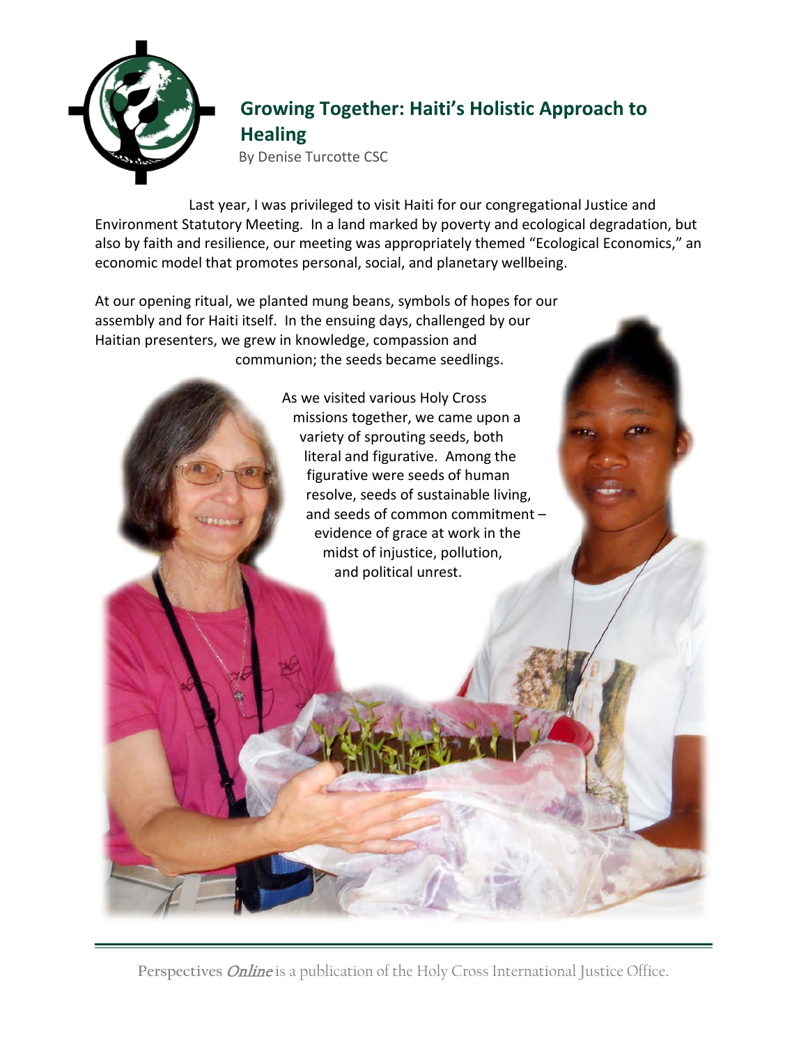# Growing Together: Haiti's Holistic Approach to Healing

By Denise Turcotte CSC

Last year, I was privileged to visit Haiti for our congregational Justice and Environment Statutory Meeting. In a land marked by poverty and ecological degradation, but also by faith and resilience, our meeting was appropriately themed "Ecological Economics," an economic model that promotes personal, social, and planetary wellbeing.

At our opening ritual, we planted mung beans, symbols of hopes for our assembly and for Haiti itself. In the ensuing days, challenged by our Haitian presenters, we grew in knowledge, compassion and communion; the seeds became seedlings.

As we visited various Holy Cross missions together, we came upon a variety of sprouting seeds, both literal and figurative. Among the figurative were seeds of human resolve, seeds of sustainable living, and seeds of common commitment – evidence of grace at work in the midst of injustice, pollution, and political unrest.

**Perspectives** *Online* is a publication of the Holy Cross International Justice Office.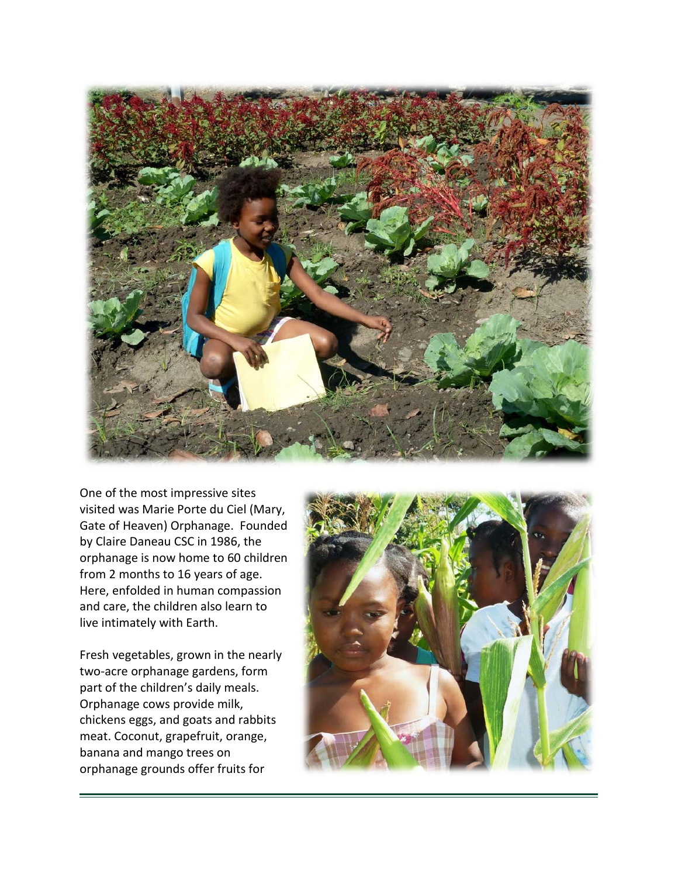One of the most impressive sites visited was Marie Porte du Ciel (Mary, Gate of Heaven) Orphanage. Founded by Claire Daneau CSC in 1986, the orphanage is now home to 60 children from 2 months to 16 years of age. Here, enfolded in human compassion and care, the children also learn to live intimately with Earth.

Fresh vegetables, grown in the nearly two-acre orphanage gardens, form part of the children's daily meals. Orphanage cows provide milk, chickens eggs, and goats and rabbits meat. Coconut, grapefruit, orange, banana and mango trees on orphanage grounds offer fruits for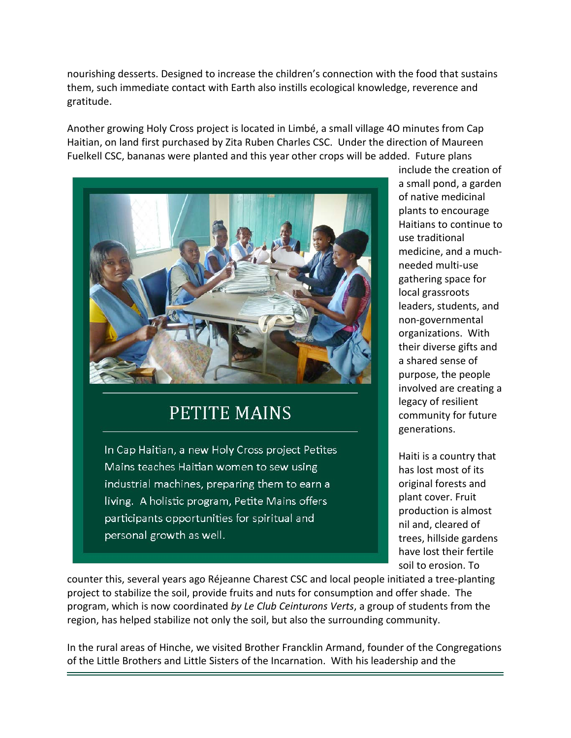nourishing desserts. Designed to increase the children's connection with the food that sustains them, such immediate contact with Earth also instills ecological knowledge, reverence and gratitude.

Another growing Holy Cross project is located in Limbé, a small village 4O minutes from Cap Haitian, on land first purchased by Zita Ruben Charles CSC. Under the direction of Maureen Fuelkell CSC, bananas were planted and this year other crops will be added. Future plans include the creation of a small pond, a garden of native medicinal plants to encourage Haitians to continue to use traditional medicine, and a much-needed multi-use gathering space for local grassroots leaders, students, and non-governmental organizations. With their diverse gifts and a shared sense of purpose, the people involved are creating a legacy of resilient community for future generations.

## PETITE MAINS

In Cap Haitian, a new Holy Cross project Petites Mains teaches Haitian women to sew using industrial machines, preparing them to earn a living. A holistic program, Petite Mains offers participants opportunities for spiritual and personal growth as well.

Haiti is a country that has lost most of its original forests and plant cover. Fruit production is almost nil and, cleared of trees, hillside gardens have lost their fertile soil to erosion. To counter this, several years ago Réjeanne Charest CSC and local people initiated a tree-planting project to stabilize the soil, provide fruits and nuts for consumption and offer shade. The program, which is now coordinated *by Le Club Ceinturons Verts*, a group of students from the region, has helped stabilize not only the soil, but also the surrounding community.

In the rural areas of Hinche, we visited Brother Francklin Armand, founder of the Congregations of the Little Brothers and Little Sisters of the Incarnation. With his leadership and the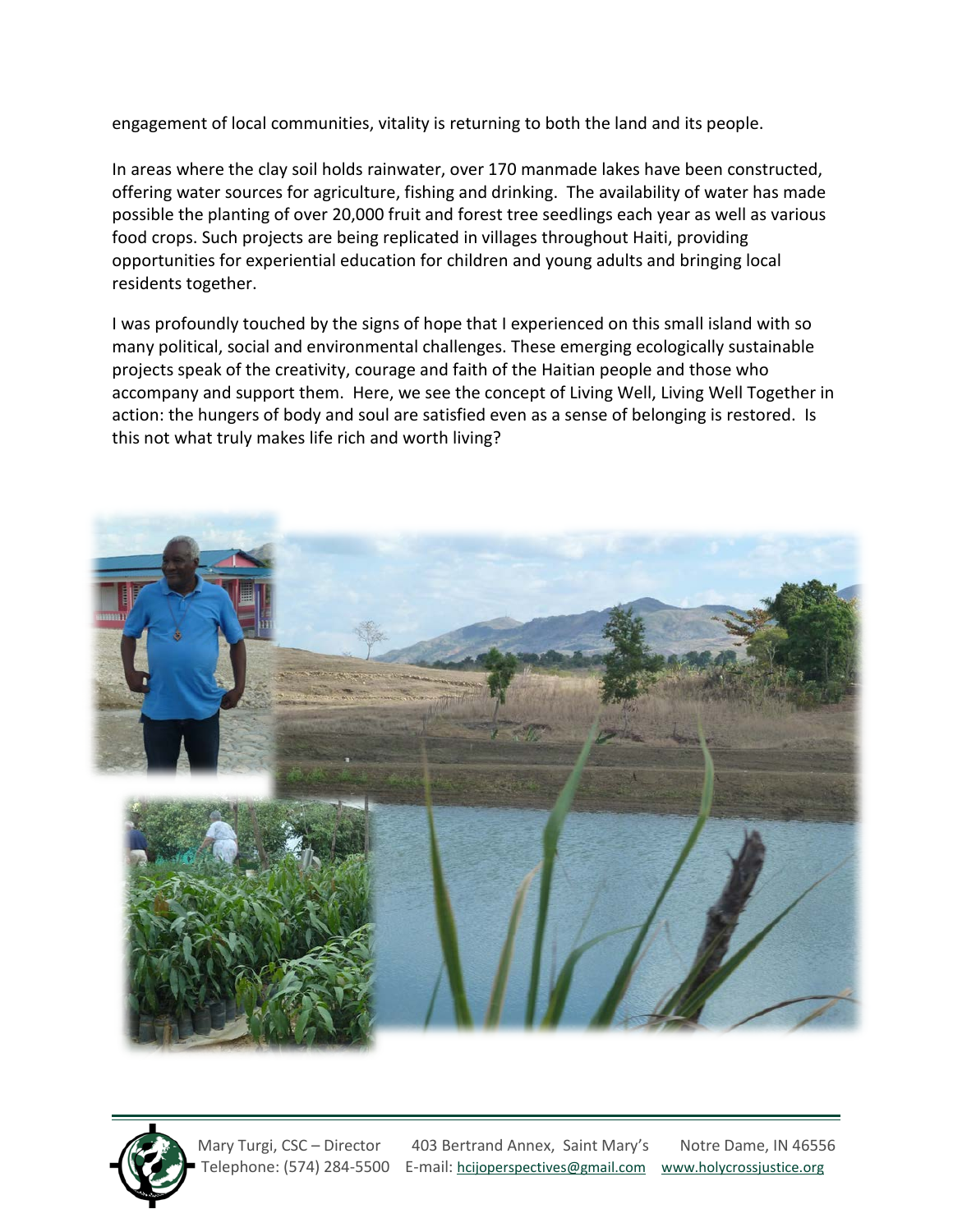engagement of local communities, vitality is returning to both the land and its people.

In areas where the clay soil holds rainwater, over 170 manmade lakes have been constructed, offering water sources for agriculture, fishing and drinking. The availability of water has made possible the planting of over 20,000 fruit and forest tree seedlings each year as well as various food crops. Such projects are being replicated in villages throughout Haiti, providing opportunities for experiential education for children and young adults and bringing local residents together.

I was profoundly touched by the signs of hope that I experienced on this small island with so many political, social and environmental challenges. These emerging ecologically sustainable projects speak of the creativity, courage and faith of the Haitian people and those who accompany and support them. Here, we see the concept of Living Well, Living Well Together in action: the hungers of body and soul are satisfied even as a sense of belonging is restored. Is this not what truly makes life rich and worth living?